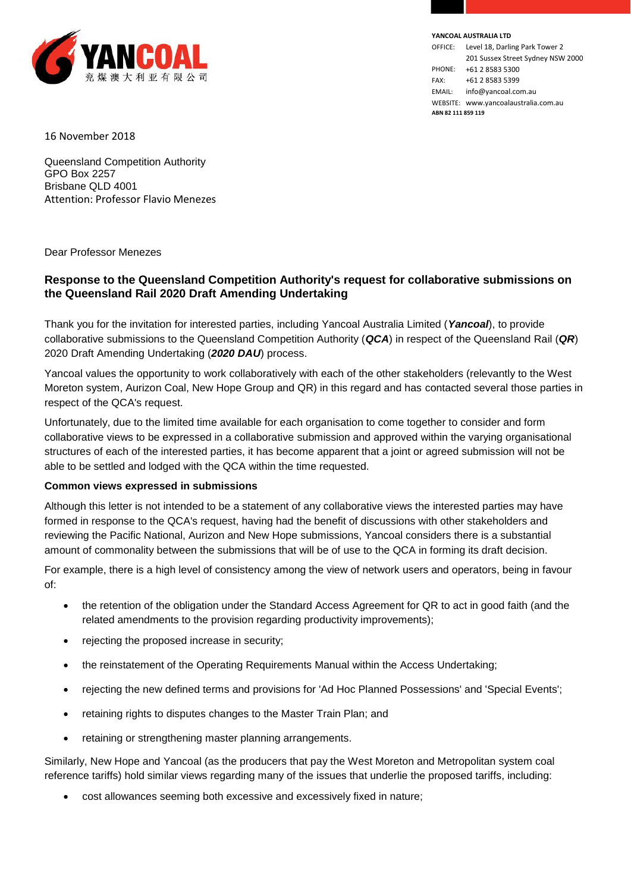**YANCOAL**
兖煤澳大利亚有限公司

**YANCOAL AUSTRALIA LTD**
OFFICE: Level 18, Darling Park Tower 2
201 Sussex Street Sydney NSW 2000
PHONE: +61 2 8583 5300
FAX: +61 2 8583 5399
EMAIL: info@yancoal.com.au
WEBSITE: www.yancoalaustralia.com.au
**ABN 82 111 859 119**

16 November 2018

Queensland Competition Authority
GPO Box 2257
Brisbane QLD 4001
Attention: Professor Flavio Menezes

Dear Professor Menezes

**Response to the Queensland Competition Authority's request for collaborative submissions on the Queensland Rail 2020 Draft Amending Undertaking**

Thank you for the invitation for interested parties, including Yancoal Australia Limited (***Yancoal***), to provide collaborative submissions to the Queensland Competition Authority (***QCA***) in respect of the Queensland Rail (***QR***) 2020 Draft Amending Undertaking (***2020 DAU***) process.

Yancoal values the opportunity to work collaboratively with each of the other stakeholders (relevantly to the West Moreton system, Aurizon Coal, New Hope Group and QR) in this regard and has contacted several those parties in respect of the QCA's request.

Unfortunately, due to the limited time available for each organisation to come together to consider and form collaborative views to be expressed in a collaborative submission and approved within the varying organisational structures of each of the interested parties, it has become apparent that a joint or agreed submission will not be able to be settled and lodged with the QCA within the time requested.

**Common views expressed in submissions**

Although this letter is not intended to be a statement of any collaborative views the interested parties may have formed in response to the QCA's request, having had the benefit of discussions with other stakeholders and reviewing the Pacific National, Aurizon and New Hope submissions, Yancoal considers there is a substantial amount of commonality between the submissions that will be of use to the QCA in forming its draft decision.

For example, there is a high level of consistency among the view of network users and operators, being in favour of:

- the retention of the obligation under the Standard Access Agreement for QR to act in good faith (and the related amendments to the provision regarding productivity improvements);
- rejecting the proposed increase in security;
- the reinstatement of the Operating Requirements Manual within the Access Undertaking;
- rejecting the new defined terms and provisions for 'Ad Hoc Planned Possessions' and 'Special Events';
- retaining rights to disputes changes to the Master Train Plan; and
- retaining or strengthening master planning arrangements.

Similarly, New Hope and Yancoal (as the producers that pay the West Moreton and Metropolitan system coal reference tariffs) hold similar views regarding many of the issues that underlie the proposed tariffs, including:

- cost allowances seeming both excessive and excessively fixed in nature;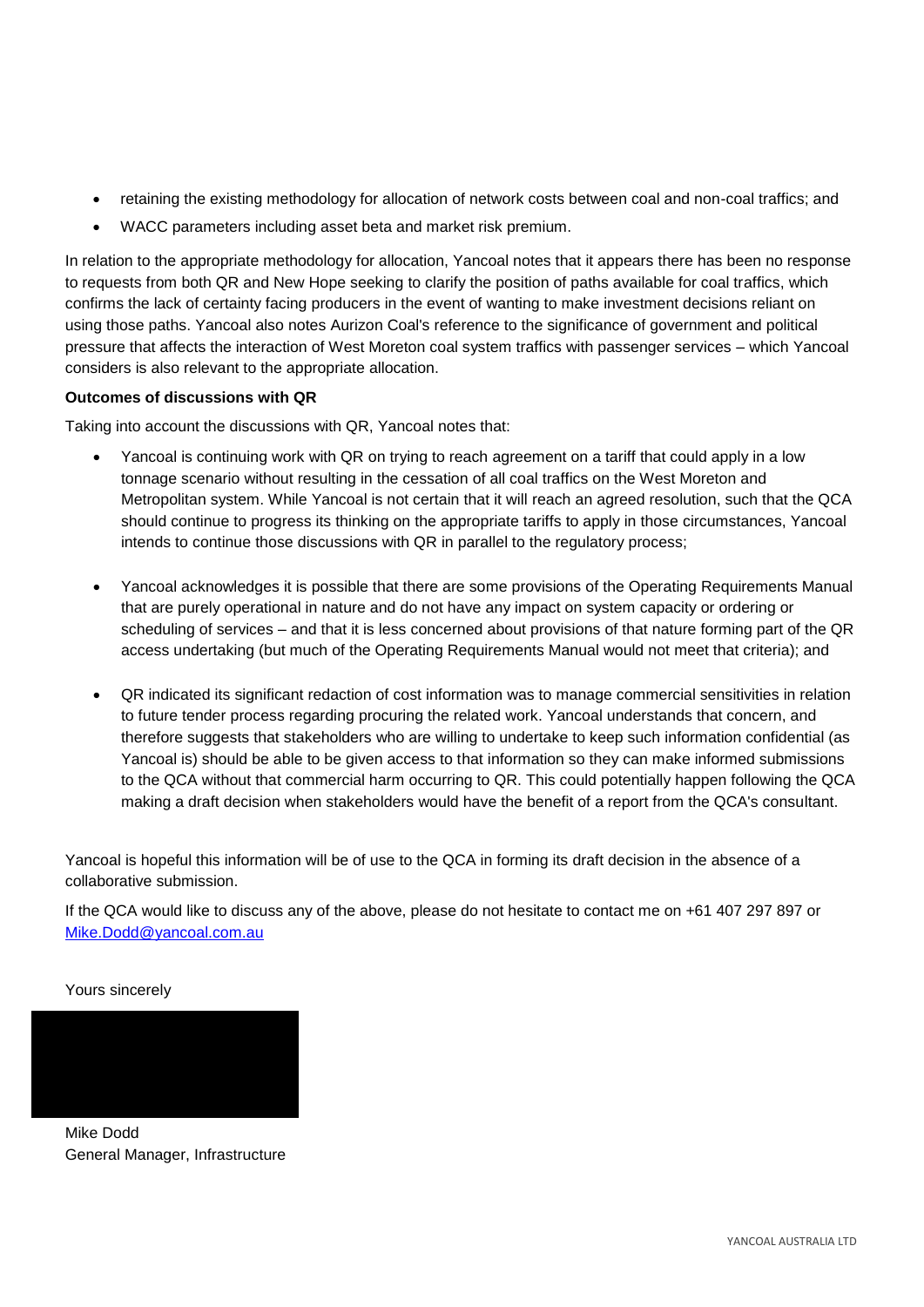- retaining the existing methodology for allocation of network costs between coal and non-coal traffics; and
- WACC parameters including asset beta and market risk premium.

In relation to the appropriate methodology for allocation, Yancoal notes that it appears there has been no response to requests from both QR and New Hope seeking to clarify the position of paths available for coal traffics, which confirms the lack of certainty facing producers in the event of wanting to make investment decisions reliant on using those paths. Yancoal also notes Aurizon Coal's reference to the significance of government and political pressure that affects the interaction of West Moreton coal system traffics with passenger services – which Yancoal considers is also relevant to the appropriate allocation.

**Outcomes of discussions with QR**

Taking into account the discussions with QR, Yancoal notes that:

- Yancoal is continuing work with QR on trying to reach agreement on a tariff that could apply in a low tonnage scenario without resulting in the cessation of all coal traffics on the West Moreton and Metropolitan system. While Yancoal is not certain that it will reach an agreed resolution, such that the QCA should continue to progress its thinking on the appropriate tariffs to apply in those circumstances, Yancoal intends to continue those discussions with QR in parallel to the regulatory process;

- Yancoal acknowledges it is possible that there are some provisions of the Operating Requirements Manual that are purely operational in nature and do not have any impact on system capacity or ordering or scheduling of services – and that it is less concerned about provisions of that nature forming part of the QR access undertaking (but much of the Operating Requirements Manual would not meet that criteria); and

- QR indicated its significant redaction of cost information was to manage commercial sensitivities in relation to future tender process regarding procuring the related work. Yancoal understands that concern, and therefore suggests that stakeholders who are willing to undertake to keep such information confidential (as Yancoal is) should be able to be given access to that information so they can make informed submissions to the QCA without that commercial harm occurring to QR. This could potentially happen following the QCA making a draft decision when stakeholders would have the benefit of a report from the QCA's consultant.

Yancoal is hopeful this information will be of use to the QCA in forming its draft decision in the absence of a collaborative submission.

If the QCA would like to discuss any of the above, please do not hesitate to contact me on +61 407 297 897 or Mike.Dodd@yancoal.com.au

Yours sincerely

Mike Dodd
General Manager, Infrastructure